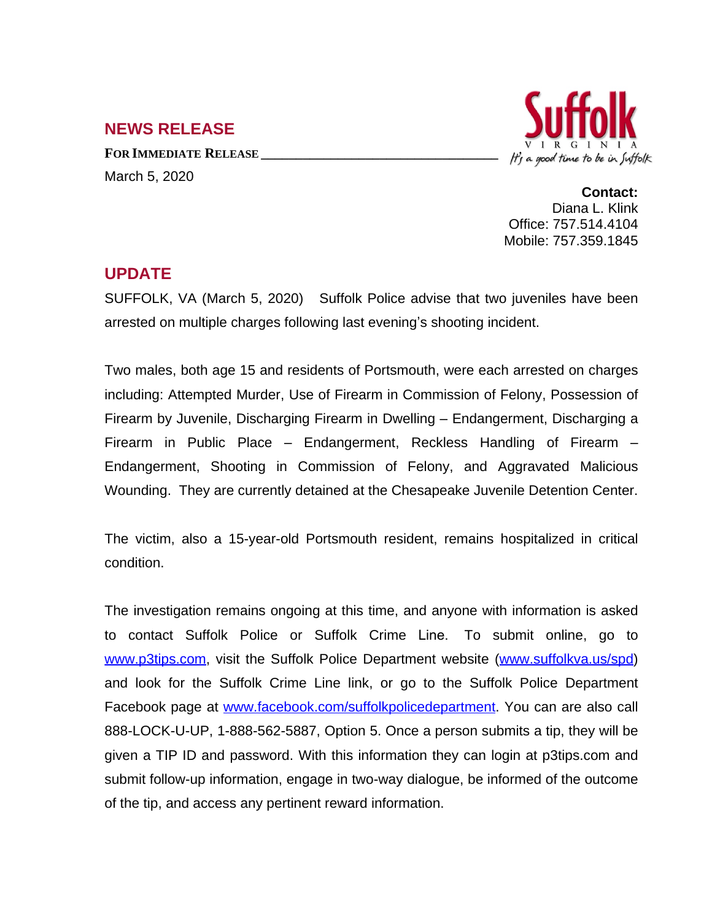## NEWS RELEASE

**FOR IMMEDIATE RELEASE**

March 5, 2020

Suffolk VIRGINIA *It's a good time to be in Suffolk*

**Contact:**
Diana L. Klink
Office: 757.514.4104
Mobile: 757.359.1845

## UPDATE

SUFFOLK, VA (March 5, 2020) Suffolk Police advise that two juveniles have been arrested on multiple charges following last evening's shooting incident.

Two males, both age 15 and residents of Portsmouth, were each arrested on charges including: Attempted Murder, Use of Firearm in Commission of Felony, Possession of Firearm by Juvenile, Discharging Firearm in Dwelling – Endangerment, Discharging a Firearm in Public Place – Endangerment, Reckless Handling of Firearm – Endangerment, Shooting in Commission of Felony, and Aggravated Malicious Wounding. They are currently detained at the Chesapeake Juvenile Detention Center.

The victim, also a 15-year-old Portsmouth resident, remains hospitalized in critical condition.

The investigation remains ongoing at this time, and anyone with information is asked to contact Suffolk Police or Suffolk Crime Line. To submit online, go to www.p3tips.com, visit the Suffolk Police Department website (www.suffolkva.us/spd) and look for the Suffolk Crime Line link, or go to the Suffolk Police Department Facebook page at www.facebook.com/suffolkpolicedepartment. You can are also call 888-LOCK-U-UP, 1-888-562-5887, Option 5. Once a person submits a tip, they will be given a TIP ID and password. With this information they can login at p3tips.com and submit follow-up information, engage in two-way dialogue, be informed of the outcome of the tip, and access any pertinent reward information.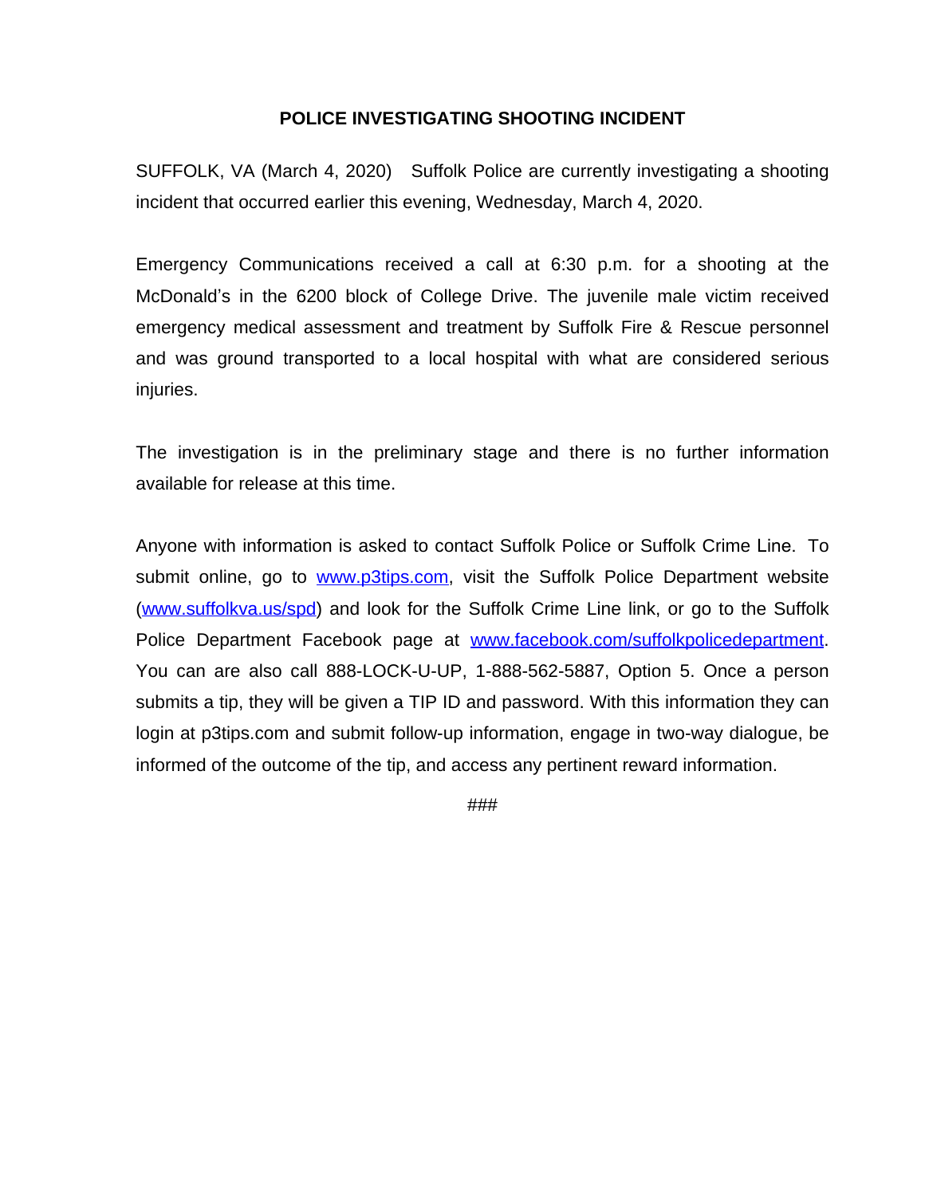**POLICE INVESTIGATING SHOOTING INCIDENT**

SUFFOLK, VA (March 4, 2020) Suffolk Police are currently investigating a shooting incident that occurred earlier this evening, Wednesday, March 4, 2020.

Emergency Communications received a call at 6:30 p.m. for a shooting at the McDonald's in the 6200 block of College Drive. The juvenile male victim received emergency medical assessment and treatment by Suffolk Fire & Rescue personnel and was ground transported to a local hospital with what are considered serious injuries.

The investigation is in the preliminary stage and there is no further information available for release at this time.

Anyone with information is asked to contact Suffolk Police or Suffolk Crime Line. To submit online, go to www.p3tips.com, visit the Suffolk Police Department website (www.suffolkva.us/spd) and look for the Suffolk Crime Line link, or go to the Suffolk Police Department Facebook page at www.facebook.com/suffolkpolicedepartment. You can are also call 888-LOCK-U-UP, 1-888-562-5887, Option 5. Once a person submits a tip, they will be given a TIP ID and password. With this information they can login at p3tips.com and submit follow-up information, engage in two-way dialogue, be informed of the outcome of the tip, and access any pertinent reward information.

###